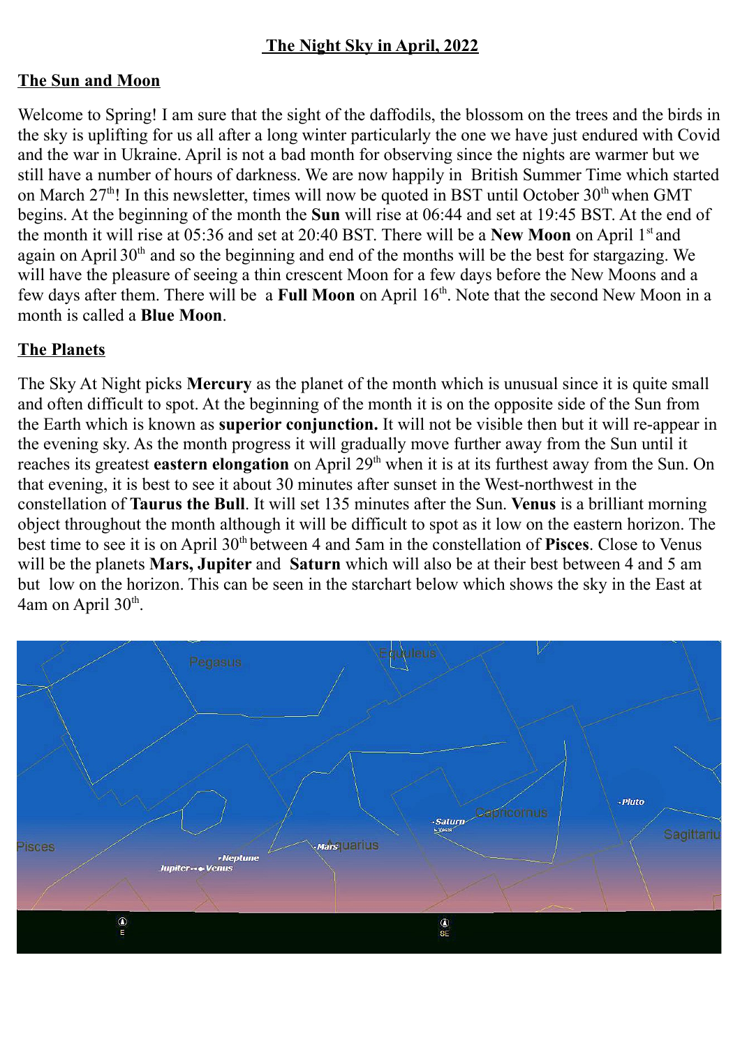## The Night Sky in April, 2022

### The Sun and Moon

Welcome to Spring! I am sure that the sight of the daffodils, the blossom on the trees and the birds in the sky is uplifting for us all after a long winter particularly the one we have just endured with Covid and the war in Ukraine. April is not a bad month for observing since the nights are warmer but we still have a number of hours of darkness. We are now happily in British Summer Time which started on March 27th! In this newsletter, times will now be quoted in BST until October 30th when GMT begins. At the beginning of the month the **Sun** will rise at 06:44 and set at 19:45 BST. At the end of the month it will rise at 05:36 and set at 20:40 BST. There will be a **New Moon** on April 1st and again on April 30th and so the beginning and end of the months will be the best for stargazing. We will have the pleasure of seeing a thin crescent Moon for a few days before the New Moons and a few days after them. There will be a **Full Moon** on April 16th. Note that the second New Moon in a month is called a **Blue Moon**.

### The Planets

The Sky At Night picks **Mercury** as the planet of the month which is unusual since it is quite small and often difficult to spot. At the beginning of the month it is on the opposite side of the Sun from the Earth which is known as **superior conjunction.** It will not be visible then but it will re-appear in the evening sky. As the month progress it will gradually move further away from the Sun until it reaches its greatest **eastern elongation** on April 29th when it is at its furthest away from the Sun. On that evening, it is best to see it about 30 minutes after sunset in the West-northwest in the constellation of **Taurus the Bull**. It will set 135 minutes after the Sun. **Venus** is a brilliant morning object throughout the month although it will be difficult to spot as it low on the eastern horizon. The best time to see it is on April 30th between 4 and 5am in the constellation of **Pisces**. Close to Venus will be the planets **Mars, Jupiter** and **Saturn** which will also be at their best between 4 and 5 am but low on the horizon. This can be seen in the starchart below which shows the sky in the East at 4am on April 30th.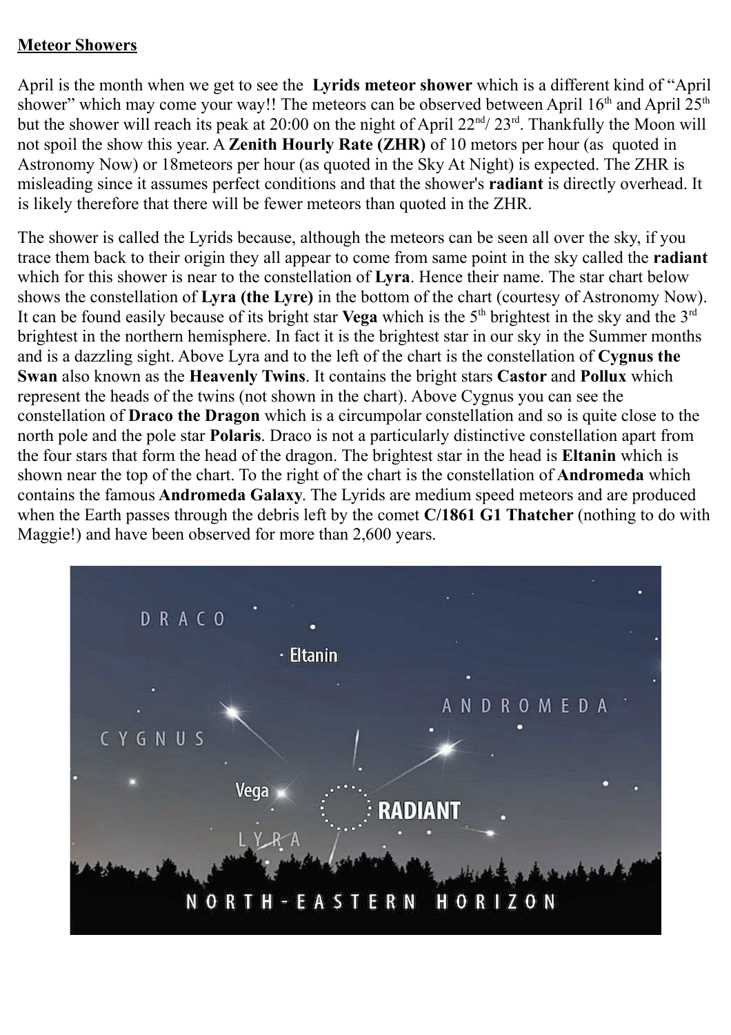**Meteor Showers**

April is the month when we get to see the **Lyrids meteor shower** which is a different kind of "April shower" which may come your way!! The meteors can be observed between April 16th and April 25th but the shower will reach its peak at 20:00 on the night of April 22nd/ 23rd. Thankfully the Moon will not spoil the show this year. A **Zenith Hourly Rate (ZHR)** of 10 metors per hour (as quoted in Astronomy Now) or 18meteors per hour (as quoted in the Sky At Night) is expected. The ZHR is misleading since it assumes perfect conditions and that the shower's **radiant** is directly overhead. It is likely therefore that there will be fewer meteors than quoted in the ZHR.

The shower is called the Lyrids because, although the meteors can be seen all over the sky, if you trace them back to their origin they all appear to come from same point in the sky called the **radiant** which for this shower is near to the constellation of **Lyra**. Hence their name. The star chart below shows the constellation of **Lyra (the Lyre)** in the bottom of the chart (courtesy of Astronomy Now). It can be found easily because of its bright star **Vega** which is the 5th brightest in the sky and the 3rd brightest in the northern hemisphere. In fact it is the brightest star in our sky in the Summer months and is a dazzling sight. Above Lyra and to the left of the chart is the constellation of **Cygnus the Swan** also known as the **Heavenly Twins**. It contains the bright stars **Castor** and **Pollux** which represent the heads of the twins (not shown in the chart). Above Cygnus you can see the constellation of **Draco the Dragon** which is a circumpolar constellation and so is quite close to the north pole and the pole star **Polaris**. Draco is not a particularly distinctive constellation apart from the four stars that form the head of the dragon. The brightest star in the head is **Eltanin** which is shown near the top of the chart. To the right of the chart is the constellation of **Andromeda** which contains the famous **Andromeda Galaxy**. The Lyrids are medium speed meteors and are produced when the Earth passes through the debris left by the comet **C/1861 G1 Thatcher** (nothing to do with Maggie!) and have been observed for more than 2,600 years.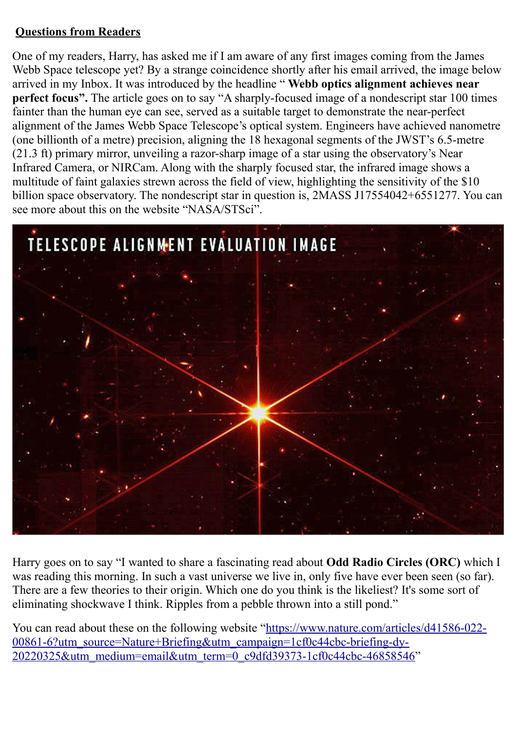**Questions from Readers**

One of my readers, Harry, has asked me if I am aware of any first images coming from the James Webb Space telescope yet? By a strange coincidence shortly after his email arrived, the image below arrived in my Inbox. It was introduced by the headline " **Webb optics alignment achieves near perfect focus".** The article goes on to say "A sharply-focused image of a nondescript star 100 times fainter than the human eye can see, served as a suitable target to demonstrate the near-perfect alignment of the James Webb Space Telescope's optical system. Engineers have achieved nanometre (one billionth of a metre) precision, aligning the 18 hexagonal segments of the JWST's 6.5-metre (21.3 ft) primary mirror, unveiling a razor-sharp image of a star using the observatory's Near Infrared Camera, or NIRCam. Along with the sharply focused star, the infrared image shows a multitude of faint galaxies strewn across the field of view, highlighting the sensitivity of the $10 billion space observatory. The nondescript star in question is, 2MASS J17554042+6551277. You can see more about this on the website "NASA/STSci".

TELESCOPE ALIGNMENT EVALUATION IMAGE

Harry goes on to say "I wanted to share a fascinating read about **Odd Radio Circles (ORC)** which I was reading this morning. In such a vast universe we live in, only five have ever been seen (so far). There are a few theories to their origin. Which one do you think is the likeliest? It's some sort of eliminating shockwave I think. Ripples from a pebble thrown into a still pond."

You can read about these on the following website "https://www.nature.com/articles/d41586-022-00861-6?utm_source=Nature+Briefing&utm_campaign=1cf0c44cbc-briefing-dy-20220325&utm_medium=email&utm_term=0_c9dfd39373-1cf0c44cbc-46858546"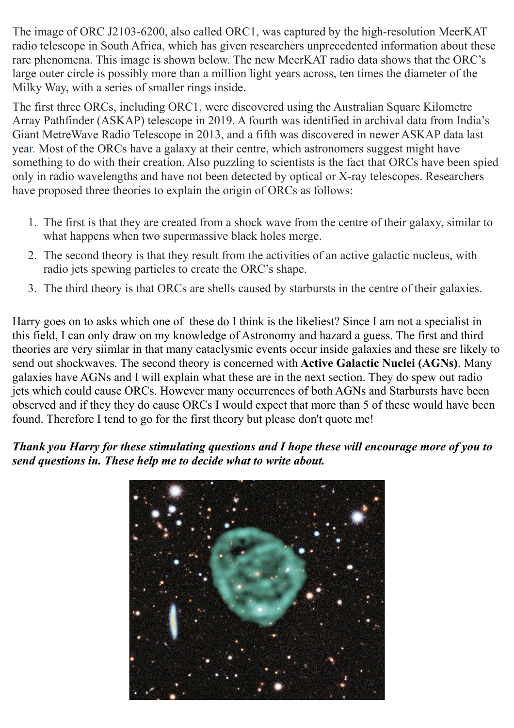The image of ORC J2103-6200, also called ORC1, was captured by the high-resolution MeerKAT radio telescope in South Africa, which has given researchers unprecedented information about these rare phenomena. This image is shown below. The new MeerKAT radio data shows that the ORC's large outer circle is possibly more than a million light years across, ten times the diameter of the Milky Way, with a series of smaller rings inside.

The first three ORCs, including ORC1, were discovered using the Australian Square Kilometre Array Pathfinder (ASKAP) telescope in 2019. A fourth was identified in archival data from India's Giant MetreWave Radio Telescope in 2013, and a fifth was discovered in newer ASKAP data last year. Most of the ORCs have a galaxy at their centre, which astronomers suggest might have something to do with their creation. Also puzzling to scientists is the fact that ORCs have been spied only in radio wavelengths and have not been detected by optical or X-ray telescopes. Researchers have proposed three theories to explain the origin of ORCs as follows:

1. The first is that they are created from a shock wave from the centre of their galaxy, similar to what happens when two supermassive black holes merge.
2. The second theory is that they result from the activities of an active galactic nucleus, with radio jets spewing particles to create the ORC's shape.
3. The third theory is that ORCs are shells caused by starbursts in the centre of their galaxies.

Harry goes on to asks which one of these do I think is the likeliest? Since I am not a specialist in this field, I can only draw on my knowledge of Astronomy and hazard a guess. The first and third theories are very siimlar in that many cataclysmic events occur inside galaxies and these sre likely to send out shockwaves. The second theory is concerned with **Active Galactic Nuclei (AGNs)**. Many galaxies have AGNs and I will explain what these are in the next section. They do spew out radio jets which could cause ORCs. However many occurrences of both AGNs and Starbursts have been observed and if they they do cause ORCs I would expect that more than 5 of these would have been found. Therefore I tend to go for the first theory but please don't quote me!

***Thank you Harry for these stimulating questions and I hope these will encourage more of you to send questions in. These help me to decide what to write about.***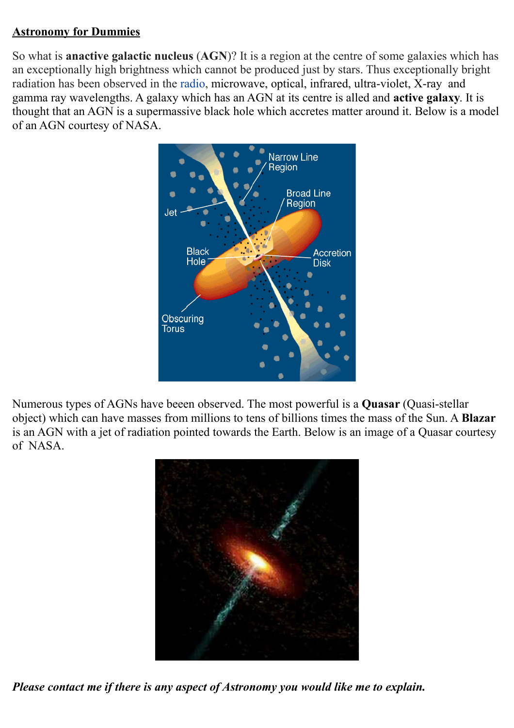**Astronomy for Dummies**

So what is an**active galactic nucleus** (**AGN**)? It is a region at the centre of some galaxies which has an exceptionally high brightness which cannot be produced just by stars. Thus exceptionally bright radiation has been observed in the radio, microwave, optical, infrared, ultra-violet, X-ray and gamma ray wavelengths. A galaxy which has an AGN at its centre is alled and **active galaxy**. It is thought that an AGN is a supermassive black hole which accretes matter around it. Below is a model of an AGN courtesy of NASA.

Numerous types of AGNs have beeen observed. The most powerful is a **Quasar** (Quasi-stellar object) which can have masses from millions to tens of billions times the mass of the Sun. A **Blazar** is an AGN with a jet of radiation pointed towards the Earth. Below is an image of a Quasar courtesy of NASA.

***Please contact me if there is any aspect of Astronomy you would like me to explain.***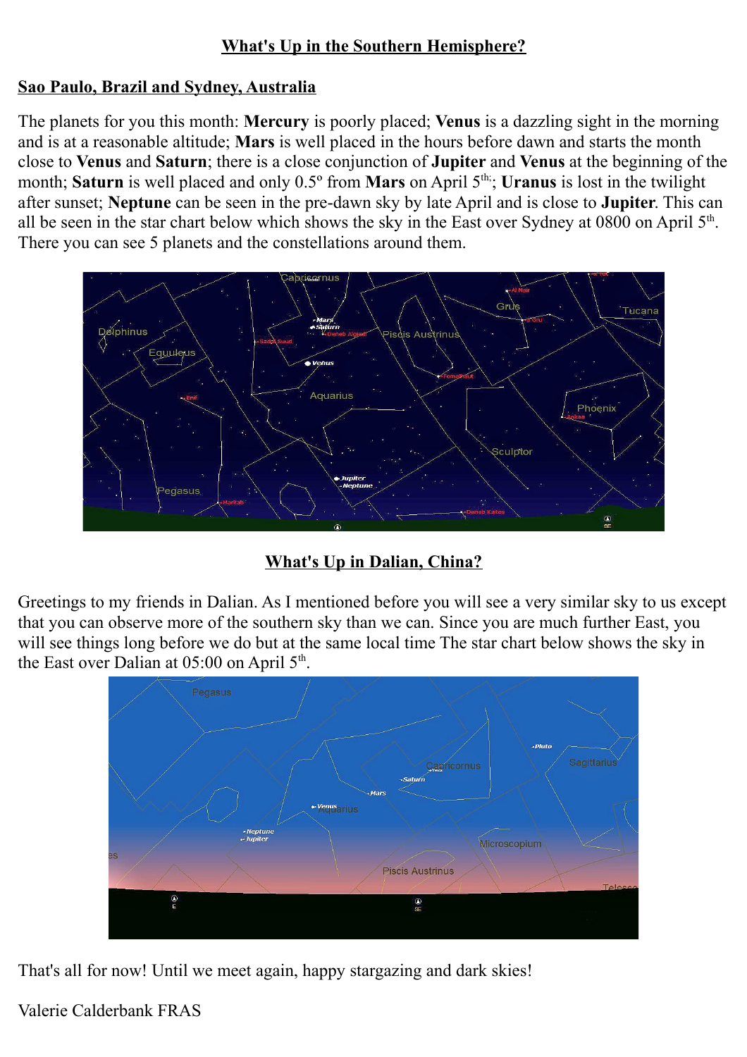## What's Up in the Southern Hemisphere?

### Sao Paulo, Brazil and Sydney, Australia

The planets for you this month: **Mercury** is poorly placed; **Venus** is a dazzling sight in the morning and is at a reasonable altitude; **Mars** is well placed in the hours before dawn and starts the month close to **Venus** and **Saturn**; there is a close conjunction of **Jupiter** and **Venus** at the beginning of the month; **Saturn** is well placed and only 0.5º from **Mars** on April 5th; **Uranus** is lost in the twilight after sunset; **Neptune** can be seen in the pre-dawn sky by late April and is close to **Jupiter**. This can all be seen in the star chart below which shows the sky in the East over Sydney at 0800 on April 5th. There you can see 5 planets and the constellations around them.

Capricornus
Delphinus
Equuleus
Mars
Saturn
Deneb Algiedi
Sadal Suud
Venus
Piscis Austrinus
Grus
Al Nair
Tucana
Fomalhaut
Aquarius
Enif
Phoenix
Ankaa
Sculptor
Jupiter
Neptune
Pegasus
Markab
Deneb Kaitos
SE

## What's Up in Dalian, China?

Greetings to my friends in Dalian. As I mentioned before you will see a very similar sky to us except that you can observe more of the southern sky than we can. Since you are much further East, you will see things long before we do but at the same local time The star chart below shows the sky in the East over Dalian at 05:00 on April 5th.

Pegasus
Pluto
Sagittarius
Capricornus
Saturn
Mars
Venus
Aquarius
Neptune
Jupiter
Microscopium
Piscis Austrinus
E
SE

That's all for now! Until we meet again, happy stargazing and dark skies!

Valerie Calderbank FRAS